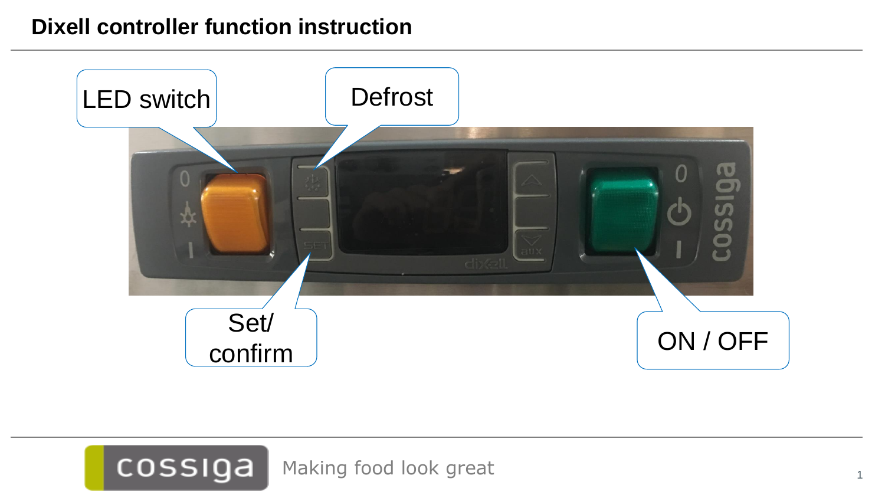# Dixell controller function instruction

LED switch

Defrost

Set/ confirm

ON / OFF

Making food look great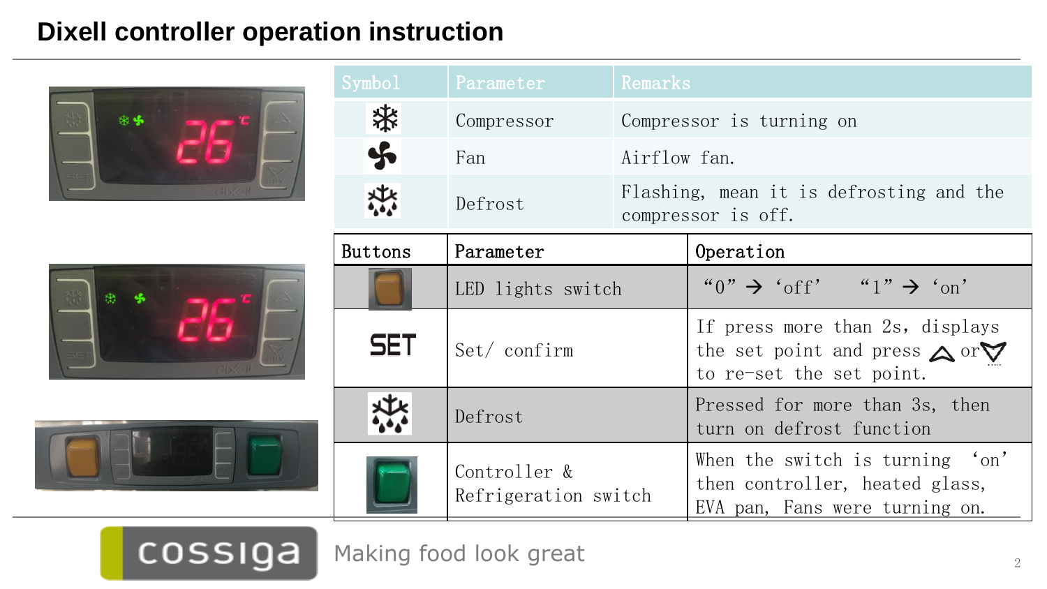# Dixell controller operation instruction

| Symbol | Parameter | Remarks |
| --- | --- | --- |
| ❄ | Compressor | Compressor is turning on |
| Fan symbol | Fan | Airflow fan. |
| Defrost symbol | Defrost | Flashing, mean it is defrosting and the compressor is off. |

| Buttons | Parameter | Operation |
| --- | --- | --- |
| Orange button | LED lights switch | "0" → 'off' "1" → 'on' |
| SET | Set/ confirm | If press more than 2s, displays the set point and press up or down to re-set the set point. |
| Defrost button | Defrost | Pressed for more than 3s, then turn on defrost function |
| Green button | Controller & Refrigeration switch | When the switch is turning 'on' then controller, heated glass, EVA pan, Fans were turning on. |

cossiga

Making food look great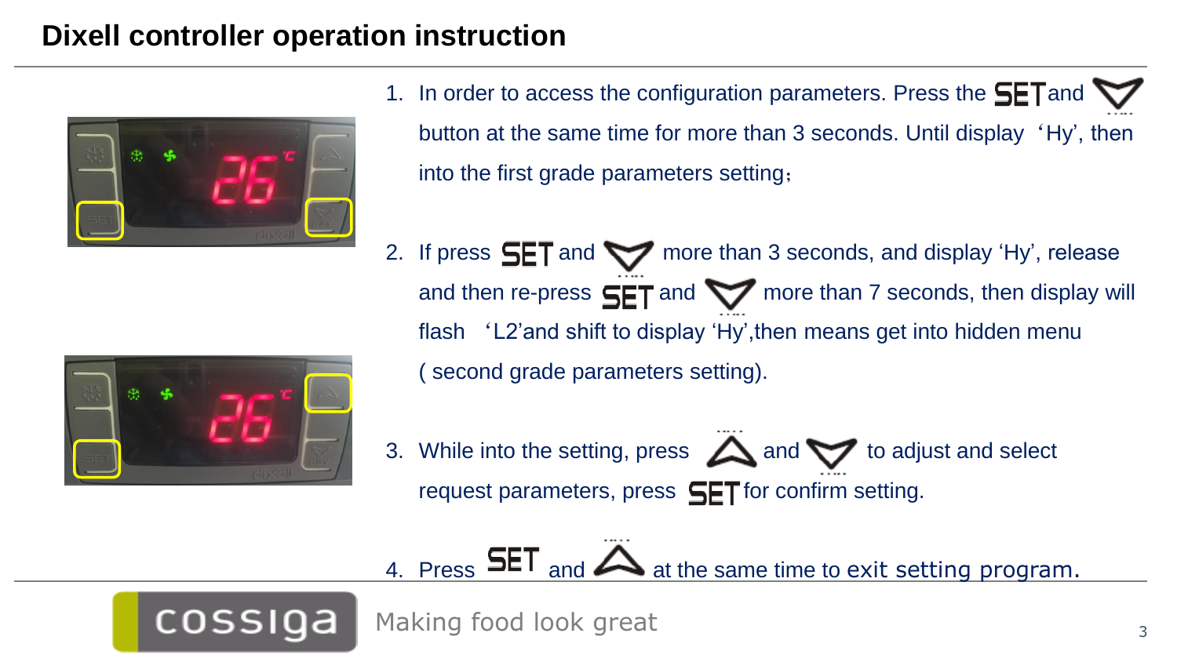# Dixell controller operation instruction

1. In order to access the configuration parameters. Press the SET and ▽ button at the same time for more than 3 seconds. Until display ‘Hy’, then into the first grade parameters setting；

2. If press SET and ▽ more than 3 seconds, and display ‘Hy’, release and then re-press SET and ▽ more than 7 seconds, then display will flash ‘L2’and shift to display ‘Hy’,then means get into hidden menu ( second grade parameters setting).

3. While into the setting, press △ and ▽ to adjust and select request parameters, press SET for confirm setting.

4. Press SET and △ at the same time to exit setting program.

cossiga Making food look great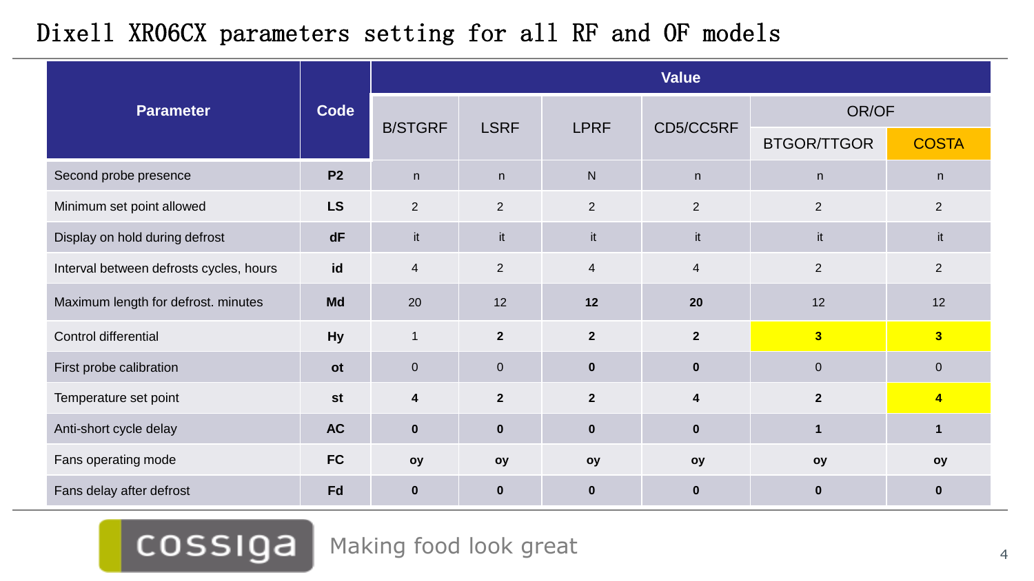# Dixell XR06CX parameters setting for all RF and OF models

| Parameter | Code | Value | | | | | |
|---|---|---|---|---|---|---|---|
| | | B/STGRF | LSRF | LPRF | CD5/CC5RF | OR/OF | |
| | | | | | | BTGOR/TTGOR | COSTA |
| Second probe presence | **P2** | n | n | N | n | n | n |
| Minimum set point allowed | **LS** | 2 | 2 | 2 | 2 | 2 | 2 |
| Display on hold during defrost | **dF** | it | it | it | it | it | it |
| Interval between defrosts cycles, hours | **id** | 4 | 2 | 4 | 4 | 2 | 2 |
| Maximum length for defrost. minutes | **Md** | 20 | 12 | **12** | **20** | 12 | 12 |
| Control differential | **Hy** | 1 | **2** | **2** | **2** | **3** | **3** |
| First probe calibration | **ot** | 0 | 0 | **0** | **0** | 0 | 0 |
| Temperature set point | **st** | **4** | **2** | **2** | **4** | **2** | **4** |
| Anti-short cycle delay | **AC** | **0** | **0** | **0** | **0** | **1** | **1** |
| Fans operating mode | **FC** | **oy** | **oy** | **oy** | **oy** | **oy** | **oy** |
| Fans delay after defrost | **Fd** | **0** | **0** | **0** | **0** | **0** | **0** |

cossiga Making food look great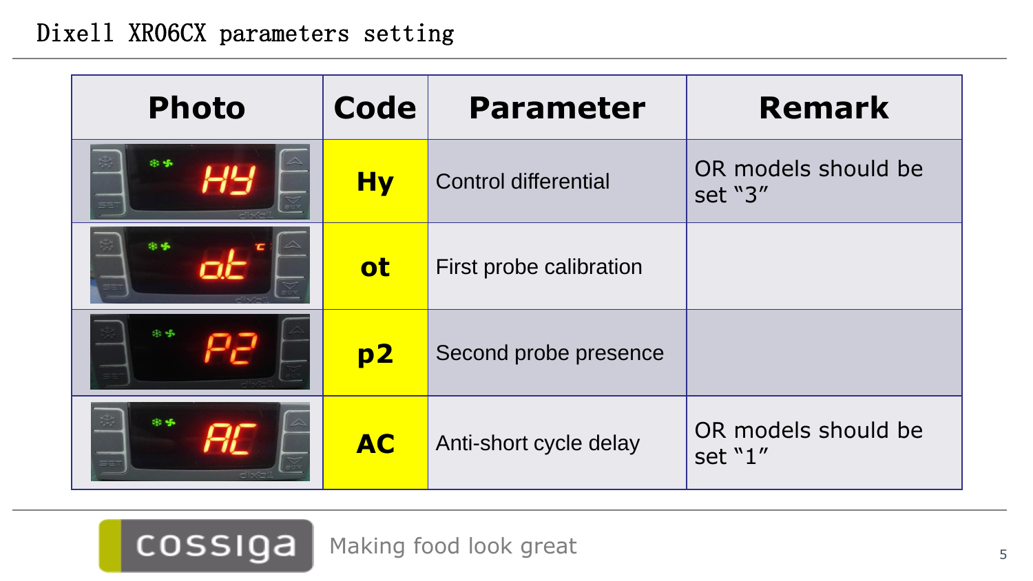# Dixell XR06CX parameters setting

| Photo | Code | Parameter | Remark |
|---|---|---|---|
| | **Hy** | Control differential | OR models should be set "3" |
| | **ot** | First probe calibration | |
| | **p2** | Second probe presence | |
| | **AC** | Anti-short cycle delay | OR models should be set "1" |

cossiga Making food look great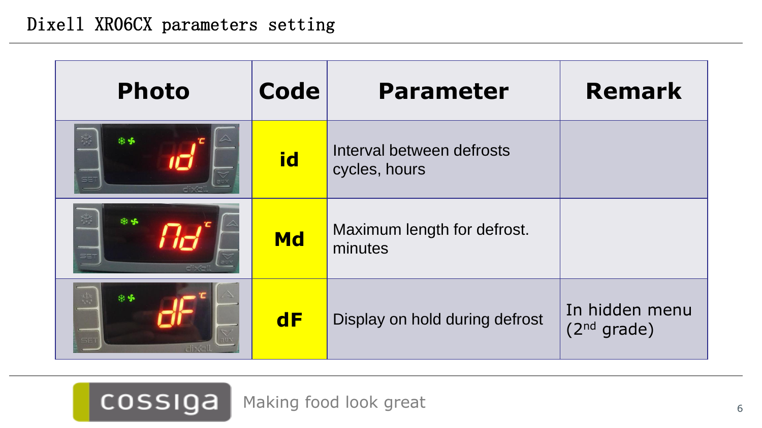# Dixell XR06CX parameters setting

| Photo | Code | Parameter | Remark |
|---|---|---|---|
| | **id** | Interval between defrosts cycles, hours | |
| | **Md** | Maximum length for defrost. minutes | |
| | **dF** | Display on hold during defrost | In hidden menu (2nd grade) |

cossiga Making food look great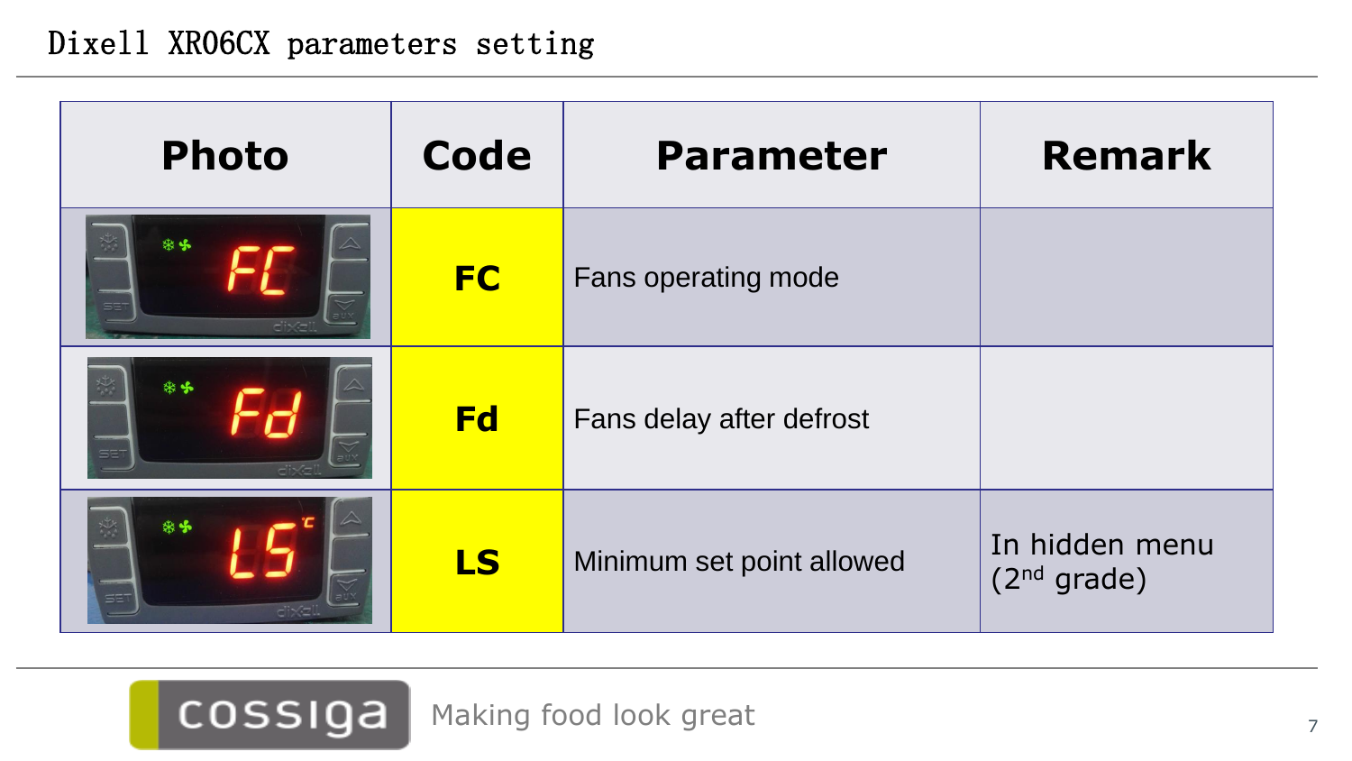# Dixell XR06CX parameters setting

| Photo | Code | Parameter | Remark |
|---|---|---|---|
| | **FC** | Fans operating mode | |
| | **Fd** | Fans delay after defrost | |
| | **LS** | Minimum set point allowed | In hidden menu (2nd grade) |

cossiga Making food look great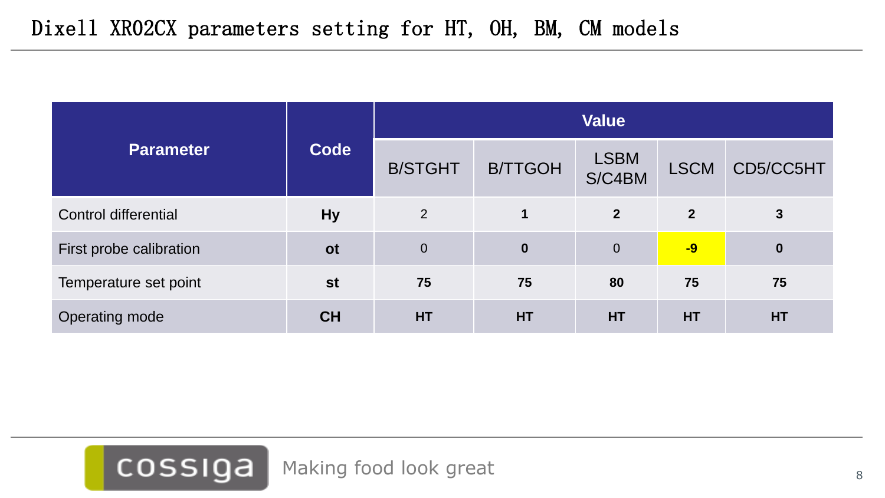# Dixell XR02CX parameters setting for HT, OH, BM, CM models

| Parameter | Code | Value | | | | |
|---|---|---|---|---|---|---|
| | | B/STGHT | B/TTGOH | LSBM S/C4BM | LSCM | CD5/CC5HT |
| Control differential | **Hy** | 2 | **1** | **2** | **2** | **3** |
| First probe calibration | **ot** | 0 | **0** | 0 | **-9** | **0** |
| Temperature set point | **st** | **75** | **75** | **80** | **75** | **75** |
| Operating mode | **CH** | **HT** | **HT** | **HT** | **HT** | **HT** |

cossiga Making food look great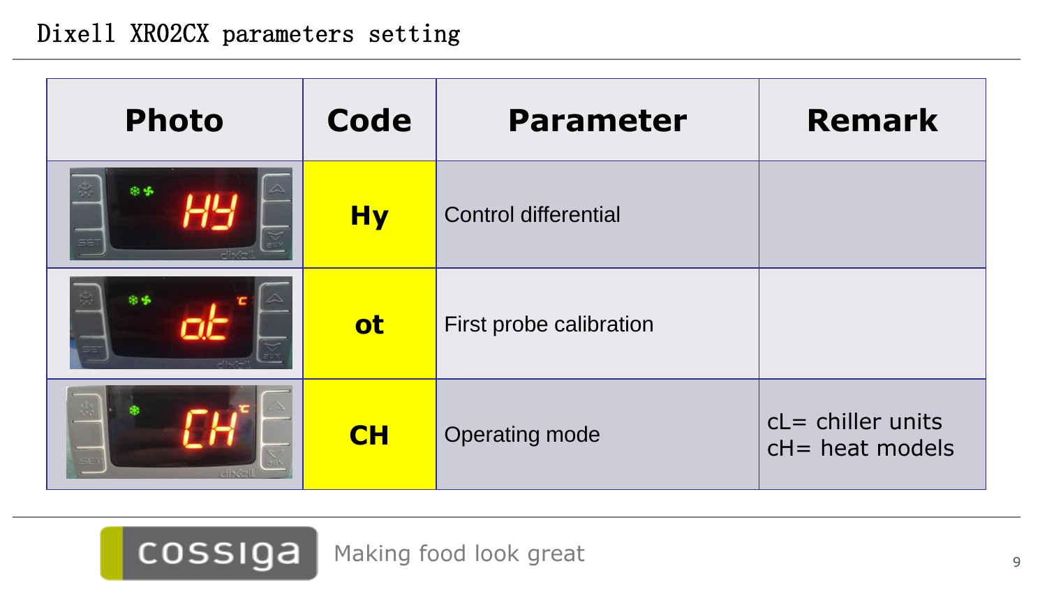# Dixell XR02CX parameters setting

| Photo | Code | Parameter | Remark |
|---|---|---|---|
| | **Hy** | Control differential | |
| | **ot** | First probe calibration | |
| | **CH** | Operating mode | cL= chiller units<br>cH= heat models |

cossiga Making food look great